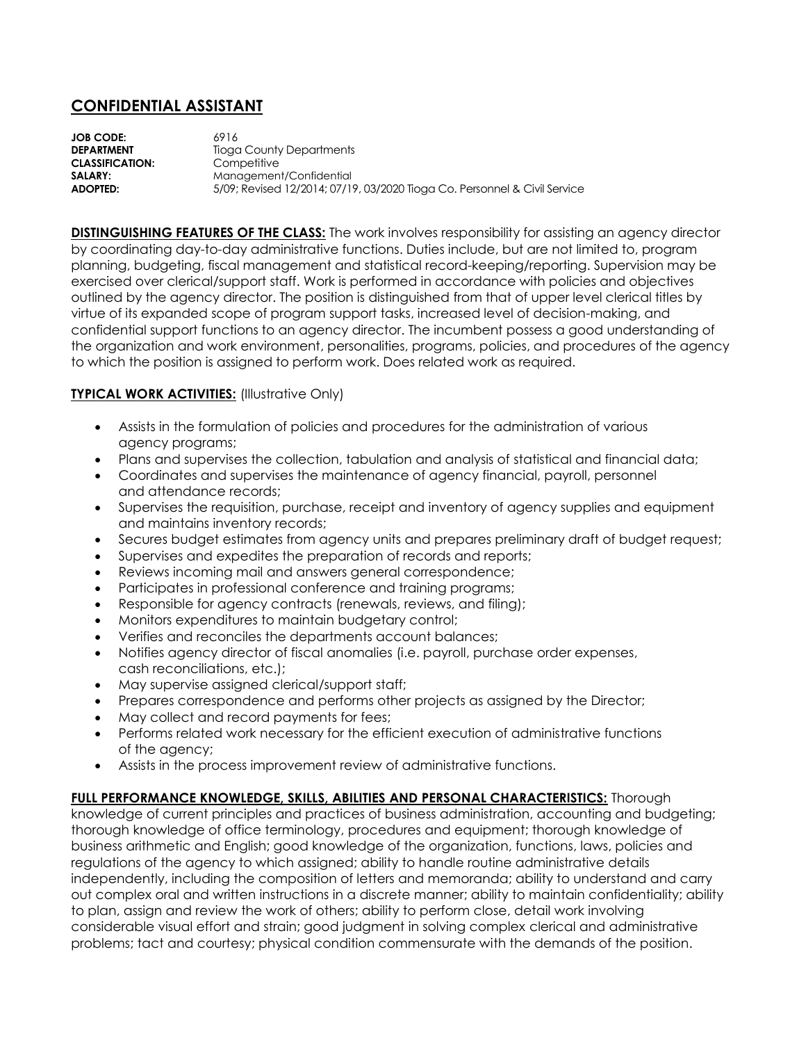# CONFIDENTIAL ASSISTANT

**JOB CODE:** 6916
**DEPARTMENT** Tioga County Departments
**CLASSIFICATION:** Competitive
**SALARY:** Management/Confidential
**ADOPTED:** 5/09; Revised 12/2014; 07/19, 03/2020 Tioga Co. Personnel & Civil Service

**DISTINGUISHING FEATURES OF THE CLASS:** The work involves responsibility for assisting an agency director by coordinating day-to-day administrative functions. Duties include, but are not limited to, program planning, budgeting, fiscal management and statistical record-keeping/reporting. Supervision may be exercised over clerical/support staff. Work is performed in accordance with policies and objectives outlined by the agency director. The position is distinguished from that of upper level clerical titles by virtue of its expanded scope of program support tasks, increased level of decision-making, and confidential support functions to an agency director. The incumbent possess a good understanding of the organization and work environment, personalities, programs, policies, and procedures of the agency to which the position is assigned to perform work. Does related work as required.

**TYPICAL WORK ACTIVITIES:** (Illustrative Only)

- Assists in the formulation of policies and procedures for the administration of various agency programs;
- Plans and supervises the collection, tabulation and analysis of statistical and financial data;
- Coordinates and supervises the maintenance of agency financial, payroll, personnel and attendance records;
- Supervises the requisition, purchase, receipt and inventory of agency supplies and equipment and maintains inventory records;
- Secures budget estimates from agency units and prepares preliminary draft of budget request;
- Supervises and expedites the preparation of records and reports;
- Reviews incoming mail and answers general correspondence;
- Participates in professional conference and training programs;
- Responsible for agency contracts (renewals, reviews, and filing);
- Monitors expenditures to maintain budgetary control;
- Verifies and reconciles the departments account balances;
- Notifies agency director of fiscal anomalies (i.e. payroll, purchase order expenses, cash reconciliations, etc.);
- May supervise assigned clerical/support staff;
- Prepares correspondence and performs other projects as assigned by the Director;
- May collect and record payments for fees;
- Performs related work necessary for the efficient execution of administrative functions of the agency;
- Assists in the process improvement review of administrative functions.

**FULL PERFORMANCE KNOWLEDGE, SKILLS, ABILITIES AND PERSONAL CHARACTERISTICS:** Thorough knowledge of current principles and practices of business administration, accounting and budgeting; thorough knowledge of office terminology, procedures and equipment; thorough knowledge of business arithmetic and English; good knowledge of the organization, functions, laws, policies and regulations of the agency to which assigned; ability to handle routine administrative details independently, including the composition of letters and memoranda; ability to understand and carry out complex oral and written instructions in a discrete manner; ability to maintain confidentiality; ability to plan, assign and review the work of others; ability to perform close, detail work involving considerable visual effort and strain; good judgment in solving complex clerical and administrative problems; tact and courtesy; physical condition commensurate with the demands of the position.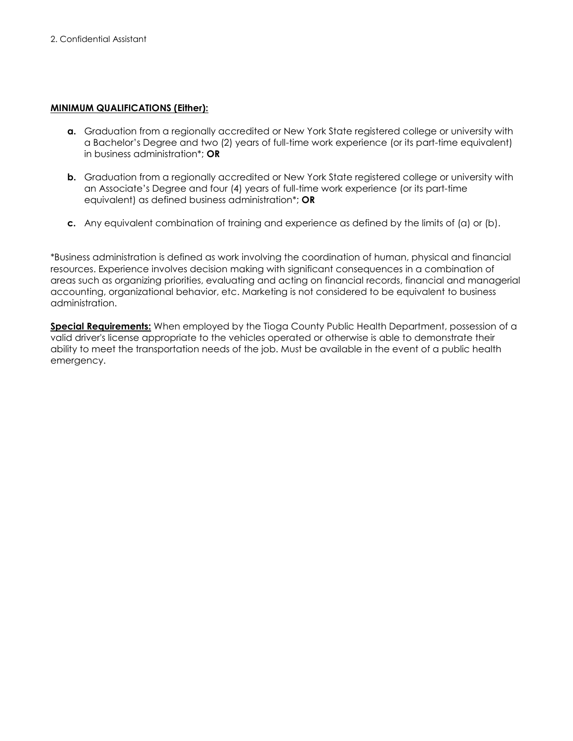**<u>MINIMUM QUALIFICATIONS (Either):</u>**

- **a.** Graduation from a regionally accredited or New York State registered college or university with a Bachelor's Degree and two (2) years of full-time work experience (or its part-time equivalent) in business administration*; **OR**

- **b.** Graduation from a regionally accredited or New York State registered college or university with an Associate's Degree and four (4) years of full-time work experience (or its part-time equivalent) as defined business administration*; **OR**

- **c.** Any equivalent combination of training and experience as defined by the limits of (a) or (b).

*Business administration is defined as work involving the coordination of human, physical and financial resources. Experience involves decision making with significant consequences in a combination of areas such as organizing priorities, evaluating and acting on financial records, financial and managerial accounting, organizational behavior, etc. Marketing is not considered to be equivalent to business administration.

**<u>Special Requirements:</u>** When employed by the Tioga County Public Health Department, possession of a valid driver's license appropriate to the vehicles operated or otherwise is able to demonstrate their ability to meet the transportation needs of the job. Must be available in the event of a public health emergency.